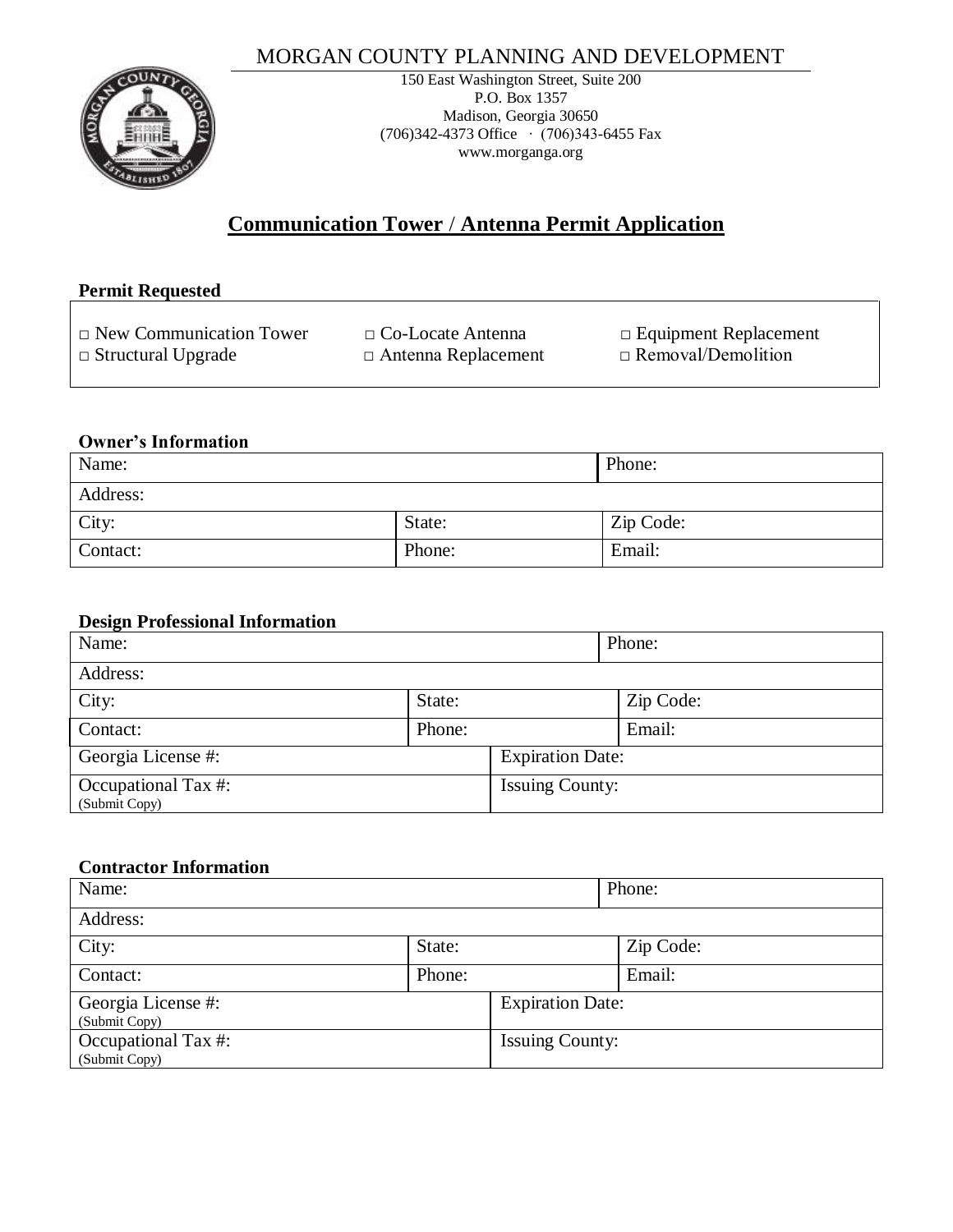# MORGAN COUNTY PLANNING AND DEVELOPMENT

150 East Washington Street, Suite 200
P.O. Box 1357
Madison, Georgia 30650
(706)342-4373 Office · (706)343-6455 Fax
www.morganga.org

## Communication Tower / Antenna Permit Application

### Permit Requested

| | | |
|---|---|---|
| □ New Communication Tower | □ Co-Locate Antenna | □ Equipment Replacement |
| □ Structural Upgrade | □ Antenna Replacement | □ Removal/Demolition |

### Owner's Information

| | | |
|---|---|---|
| Name: | | Phone: |
| Address: | | |
| City: | State: | Zip Code: |
| Contact: | Phone: | Email: |

### Design Professional Information

| | | |
|---|---|---|
| Name: | | Phone: |
| Address: | | |
| City: | State: | Zip Code: |
| Contact: | Phone: | Email: |
| Georgia License #: | Expiration Date: | |
| Occupational Tax #: (Submit Copy) | Issuing County: | |

### Contractor Information

| | | |
|---|---|---|
| Name: | | Phone: |
| Address: | | |
| City: | State: | Zip Code: |
| Contact: | Phone: | Email: |
| Georgia License #: (Submit Copy) | Expiration Date: | |
| Occupational Tax #: (Submit Copy) | Issuing County: | |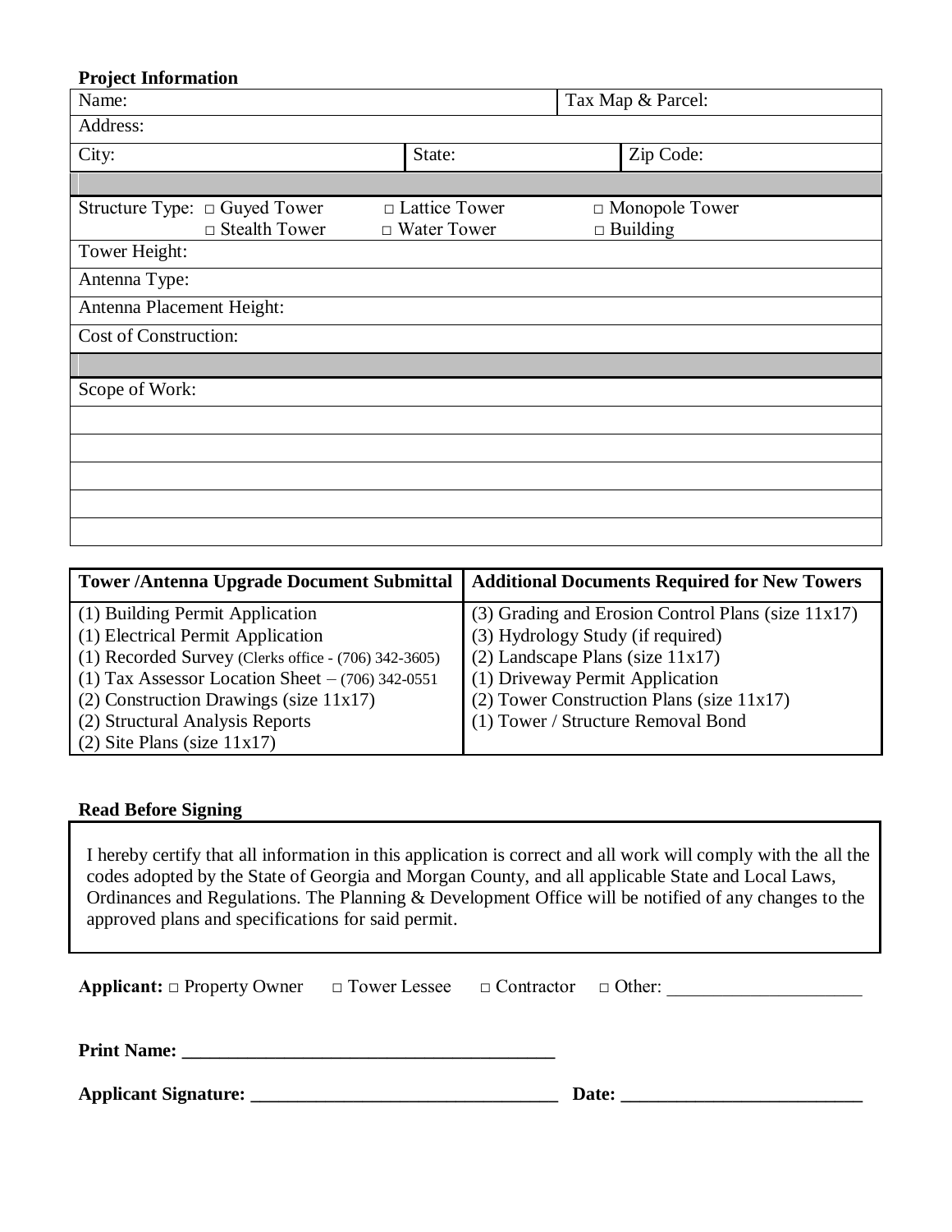**Project Information**

| | | | |
|---|---|---|---|
| Name: | | Tax Map & Parcel: | |
| Address: | | | |
| City: | State: | | Zip Code: |
| | | | |
| Structure Type: □ Guyed Tower<br>□ Stealth Tower | □ Lattice Tower<br>□ Water Tower | □ Monopole Tower<br>□ Building | |
| Tower Height: | | | |
| Antenna Type: | | | |
| Antenna Placement Height: | | | |
| Cost of Construction: | | | |
| | | | |
| Scope of Work: | | | |
| | | | |
| | | | |
| | | | |
| | | | |
| | | | |

| **Tower /Antenna Upgrade Document Submittal** | **Additional Documents Required for New Towers** |
|---|---|
| (1) Building Permit Application<br>(1) Electrical Permit Application<br>(1) Recorded Survey (Clerks office - (706) 342-3605)<br>(1) Tax Assessor Location Sheet – (706) 342-0551<br>(2) Construction Drawings (size 11x17)<br>(2) Structural Analysis Reports<br>(2) Site Plans (size 11x17) | (3) Grading and Erosion Control Plans (size 11x17)<br>(3) Hydrology Study (if required)<br>(2) Landscape Plans (size 11x17)<br>(1) Driveway Permit Application<br>(2) Tower Construction Plans (size 11x17)<br>(1) Tower / Structure Removal Bond |

**Read Before Signing**

I hereby certify that all information in this application is correct and all work will comply with the all the codes adopted by the State of Georgia and Morgan County, and all applicable State and Local Laws, Ordinances and Regulations. The Planning & Development Office will be notified of any changes to the approved plans and specifications for said permit.

**Applicant:** □ Property Owner □ Tower Lessee □ Contractor □ Other: ____________________

**Print Name:** ________________________________________

**Applicant Signature:** ________________________________ **Date:** __________________________